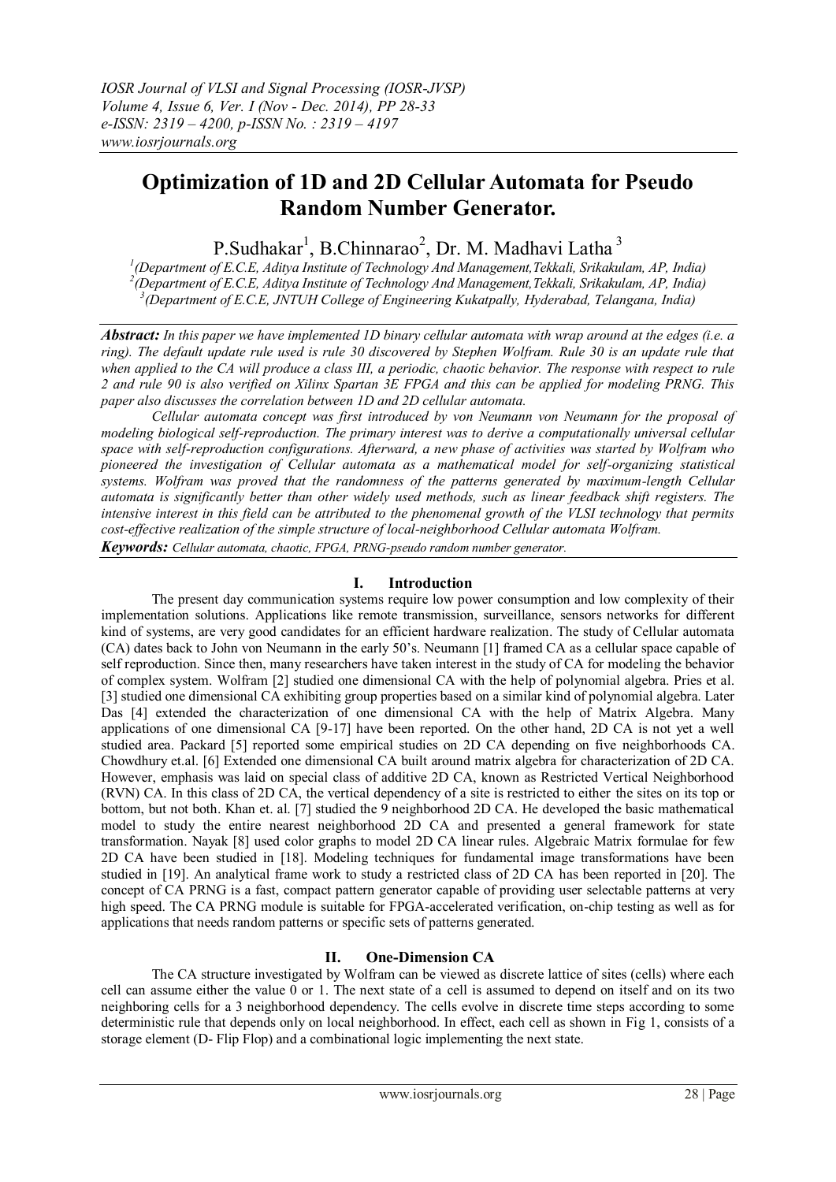# Optimization of 1D and 2D Cellular Automata for Pseudo Random Number Generator.

P.Sudhakar[1], B.Chinnarao[2], Dr. M. Madhavi Latha [3]

[1](Department of E.C.E, Aditya Institute of Technology And Management,Tekkali, Srikakulam, AP, India)
[2](Department of E.C.E, Aditya Institute of Technology And Management,Tekkali, Srikakulam, AP, India)
[3](Department of E.C.E, JNTUH College of Engineering Kukatpally, Hyderabad, Telangana, India)

***Abstract:*** *In this paper we have implemented 1D binary cellular automata with wrap around at the edges (i.e. a ring). The default update rule used is rule 30 discovered by Stephen Wolfram. Rule 30 is an update rule that when applied to the CA will produce a class III, a periodic, chaotic behavior. The response with respect to rule 2 and rule 90 is also verified on Xilinx Spartan 3E FPGA and this can be applied for modeling PRNG. This paper also discusses the correlation between 1D and 2D cellular automata.*

*Cellular automata concept was first introduced by von Neumann von Neumann for the proposal of modeling biological self-reproduction. The primary interest was to derive a computationally universal cellular space with self-reproduction configurations. Afterward, a new phase of activities was started by Wolfram who pioneered the investigation of Cellular automata as a mathematical model for self-organizing statistical systems. Wolfram was proved that the randomness of the patterns generated by maximum-length Cellular automata is significantly better than other widely used methods, such as linear feedback shift registers. The intensive interest in this field can be attributed to the phenomenal growth of the VLSI technology that permits cost-effective realization of the simple structure of local-neighborhood Cellular automata Wolfram.*

***Keywords:*** *Cellular automata, chaotic, FPGA, PRNG-pseudo random number generator.*

## I. Introduction

The present day communication systems require low power consumption and low complexity of their implementation solutions. Applications like remote transmission, surveillance, sensors networks for different kind of systems, are very good candidates for an efficient hardware realization. The study of Cellular automata (CA) dates back to John von Neumann in the early 50's. Neumann [1] framed CA as a cellular space capable of self reproduction. Since then, many researchers have taken interest in the study of CA for modeling the behavior of complex system. Wolfram [2] studied one dimensional CA with the help of polynomial algebra. Pries et al. [3] studied one dimensional CA exhibiting group properties based on a similar kind of polynomial algebra. Later Das [4] extended the characterization of one dimensional CA with the help of Matrix Algebra. Many applications of one dimensional CA [9-17] have been reported. On the other hand, 2D CA is not yet a well studied area. Packard [5] reported some empirical studies on 2D CA depending on five neighborhoods CA. Chowdhury et.al. [6] Extended one dimensional CA built around matrix algebra for characterization of 2D CA. However, emphasis was laid on special class of additive 2D CA, known as Restricted Vertical Neighborhood (RVN) CA. In this class of 2D CA, the vertical dependency of a site is restricted to either the sites on its top or bottom, but not both. Khan et. al. [7] studied the 9 neighborhood 2D CA. He developed the basic mathematical model to study the entire nearest neighborhood 2D CA and presented a general framework for state transformation. Nayak [8] used color graphs to model 2D CA linear rules. Algebraic Matrix formulae for few 2D CA have been studied in [18]. Modeling techniques for fundamental image transformations have been studied in [19]. An analytical frame work to study a restricted class of 2D CA has been reported in [20]. The concept of CA PRNG is a fast, compact pattern generator capable of providing user selectable patterns at very high speed. The CA PRNG module is suitable for FPGA-accelerated verification, on-chip testing as well as for applications that needs random patterns or specific sets of patterns generated.

## II. One-Dimension CA

The CA structure investigated by Wolfram can be viewed as discrete lattice of sites (cells) where each cell can assume either the value 0 or 1. The next state of a cell is assumed to depend on itself and on its two neighboring cells for a 3 neighborhood dependency. The cells evolve in discrete time steps according to some deterministic rule that depends only on local neighborhood. In effect, each cell as shown in Fig 1, consists of a storage element (D- Flip Flop) and a combinational logic implementing the next state.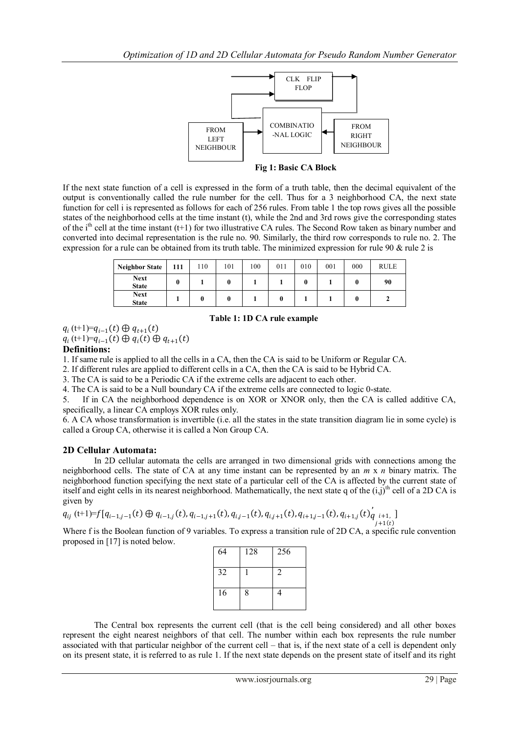CLK FLIP FLOP

COMBINATIONAL LOGIC

FROM LEFT NEIGHBOUR

FROM RIGHT NEIGHBOUR

**Fig 1: Basic CA Block**

If the next state function of a cell is expressed in the form of a truth table, then the decimal equivalent of the output is conventionally called the rule number for the cell. Thus for a 3 neighborhood CA, the next state function for cell i is represented as follows for each of 256 rules. From table 1 the top rows gives all the possible states of the neighborhood cells at the time instant (t), while the 2nd and 3rd rows give the corresponding states of the i[th] cell at the time instant (t+1) for two illustrative CA rules. The Second Row taken as binary number and converted into decimal representation is the rule no. 90. Similarly, the third row corresponds to rule no. 2. The expression for a rule can be obtained from its truth table. The minimized expression for rule 90 & rule 2 is

| Neighbor State | 111 | 110 | 101 | 100 | 011 | 010 | 001 | 000 | RULE |
|---|---|---|---|---|---|---|---|---|---|
| Next State | 0 | 1 | 0 | 1 | 1 | 0 | 1 | 0 | 90 |
| Next State | 1 | 0 | 0 | 1 | 0 | 1 | 1 | 0 | 2 |

**Table 1: 1D CA rule example**

$q_i(t+1) = q_{i-1}(t) \oplus q_{t+1}(t)$

$q_i(t+1) = q_{i-1}(t) \oplus q_i(t) \oplus q_{t+1}(t)$

**Definitions:**

1. If same rule is applied to all the cells in a CA, then the CA is said to be Uniform or Regular CA.
2. If different rules are applied to different cells in a CA, then the CA is said to be Hybrid CA.
3. The CA is said to be a Periodic CA if the extreme cells are adjacent to each other.
4. The CA is said to be a Null boundary CA if the extreme cells are connected to logic 0-state.
5. If in CA the neighborhood dependence is on XOR or XNOR only, then the CA is called additive CA, specifically, a linear CA employs XOR rules only.
6. A CA whose transformation is invertible (i.e. all the states in the state transition diagram lie in some cycle) is called a Group CA, otherwise it is called a Non Group CA.

## 2D Cellular Automata:

In 2D cellular automata the cells are arranged in two dimensional grids with connections among the neighborhood cells. The state of CA at any time instant can be represented by an *m* x *n* binary matrix. The neighborhood function specifying the next state of a particular cell of the CA is affected by the current state of itself and eight cells in its nearest neighborhood. Mathematically, the next state q of the (i,j)[th] cell of a 2D CA is given by

$q_{ij}(t+1) = f[q_{i-1,j-1}(t) \oplus q_{i-1,j}(t), q_{i-1,j+1}(t), q_{i,j-1}(t), q_{i,j+1}(t), q_{i+1,j-1}(t), q_{i+1,j}(t) q'_{\substack{i+1,\\ j+1(t)}}]$

Where f is the Boolean function of 9 variables. To express a transition rule of 2D CA, a specific rule convention proposed in [17] is noted below.

| 64 | 128 | 256 |
|---|---|---|
| 32 | 1 | 2 |
| 16 | 8 | 4 |

The Central box represents the current cell (that is the cell being considered) and all other boxes represent the eight nearest neighbors of that cell. The number within each box represents the rule number associated with that particular neighbor of the current cell – that is, if the next state of a cell is dependent only on its present state, it is referred to as rule 1. If the next state depends on the present state of itself and its right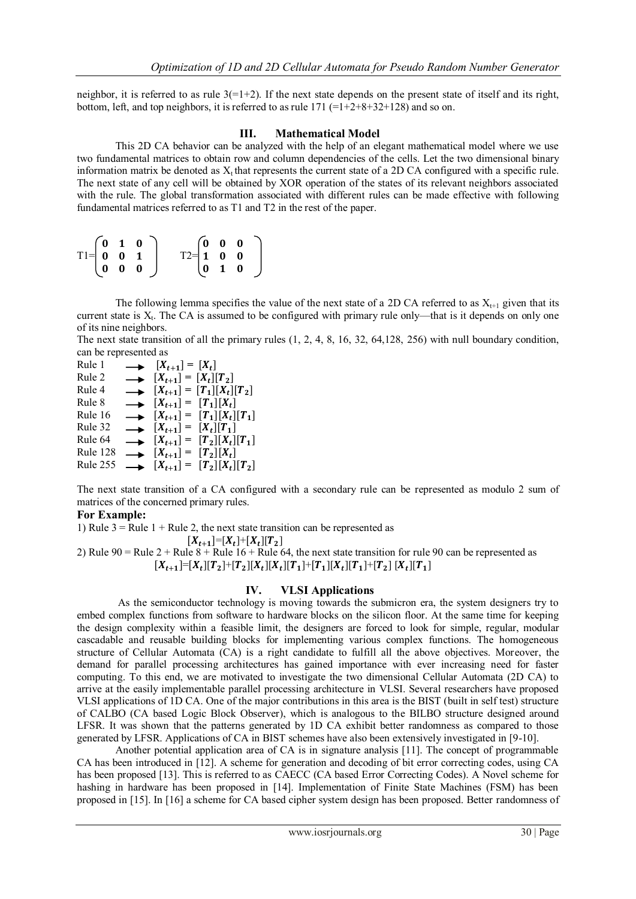neighbor, it is referred to as rule 3(=1+2). If the next state depends on the present state of itself and its right, bottom, left, and top neighbors, it is referred to as rule 171 (=1+2+8+32+128) and so on.

## III. Mathematical Model

This 2D CA behavior can be analyzed with the help of an elegant mathematical model where we use two fundamental matrices to obtain row and column dependencies of the cells. Let the two dimensional binary information matrix be denoted as $X_t$ that represents the current state of a 2D CA configured with a specific rule. The next state of any cell will be obtained by XOR operation of the states of its relevant neighbors associated with the rule. The global transformation associated with different rules can be made effective with following fundamental matrices referred to as T1 and T2 in the rest of the paper.

$$T1=\begin{pmatrix} 0 & 1 & 0 \\ 0 & 0 & 1 \\ 0 & 0 & 0 \end{pmatrix} \qquad T2=\begin{pmatrix} 0 & 0 & 0 \\ 1 & 0 & 0 \\ 0 & 1 & 0 \end{pmatrix}$$

The following lemma specifies the value of the next state of a 2D CA referred to as $X_{t+1}$ given that its current state is $X_t$. The CA is assumed to be configured with primary rule only—that is it depends on only one of its nine neighbors.

The next state transition of all the primary rules (1, 2, 4, 8, 16, 32, 64,128, 256) with null boundary condition, can be represented as

Rule 1 $\longrightarrow$ $[X_{t+1}] = [X_t]$

Rule 2 $\longrightarrow$ $[X_{t+1}] = [X_t][T_2]$

Rule 4 $\longrightarrow$ $[X_{t+1}] = [T_1][X_t][T_2]$

Rule 8 $\longrightarrow$ $[X_{t+1}] = [T_1][X_t]$

Rule 16 $\longrightarrow$ $[X_{t+1}] = [T_1][X_t][T_1]$

Rule 32 $\longrightarrow$ $[X_{t+1}] = [X_t][T_1]$

Rule 64 $\longrightarrow$ $[X_{t+1}] = [T_2][X_t][T_1]$

Rule 128 $\longrightarrow$ $[X_{t+1}] = [T_2][X_t]$

Rule 255 $\longrightarrow$ $[X_{t+1}] = [T_2][X_t][T_2]$

The next state transition of a CA configured with a secondary rule can be represented as modulo 2 sum of matrices of the concerned primary rules.

**For Example:**

1) Rule 3 = Rule 1 + Rule 2, the next state transition can be represented as

$$[X_{t+1}]=[X_t]+[X_t][T_2]$$

2) Rule 90 = Rule 2 + Rule 8 + Rule 16 + Rule 64, the next state transition for rule 90 can be represented as

$$[X_{t+1}]=[X_t][T_2]+[T_2][X_t][X_t][T_1]+[T_1][X_t][T_1]+[T_2]\,[X_t][T_1]$$

## IV. VLSI Applications

As the semiconductor technology is moving towards the submicron era, the system designers try to embed complex functions from software to hardware blocks on the silicon floor. At the same time for keeping the design complexity within a feasible limit, the designers are forced to look for simple, regular, modular cascadable and reusable building blocks for implementing various complex functions. The homogeneous structure of Cellular Automata (CA) is a right candidate to fulfill all the above objectives. Moreover, the demand for parallel processing architectures has gained importance with ever increasing need for faster computing. To this end, we are motivated to investigate the two dimensional Cellular Automata (2D CA) to arrive at the easily implementable parallel processing architecture in VLSI. Several researchers have proposed VLSI applications of 1D CA. One of the major contributions in this area is the BIST (built in self test) structure of CALBO (CA based Logic Block Observer), which is analogous to the BILBO structure designed around LFSR. It was shown that the patterns generated by 1D CA exhibit better randomness as compared to those generated by LFSR. Applications of CA in BIST schemes have also been extensively investigated in [9-10].

Another potential application area of CA is in signature analysis [11]. The concept of programmable CA has been introduced in [12]. A scheme for generation and decoding of bit error correcting codes, using CA has been proposed [13]. This is referred to as CAECC (CA based Error Correcting Codes). A Novel scheme for hashing in hardware has been proposed in [14]. Implementation of Finite State Machines (FSM) has been proposed in [15]. In [16] a scheme for CA based cipher system design has been proposed. Better randomness of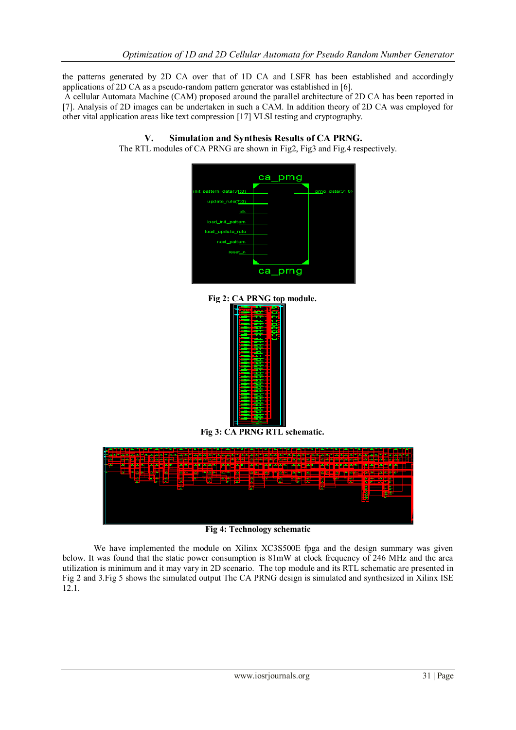the patterns generated by 2D CA over that of 1D CA and LSFR has been established and accordingly applications of 2D CA as a pseudo-random pattern generator was established in [6].

A cellular Automata Machine (CAM) proposed around the parallel architecture of 2D CA has been reported in [7]. Analysis of 2D images can be undertaken in such a CAM. In addition theory of 2D CA was employed for other vital application areas like text compression [17] VLSI testing and cryptography.

## V. Simulation and Synthesis Results of CA PRNG.

The RTL modules of CA PRNG are shown in Fig2, Fig3 and Fig.4 respectively.

**Fig 2: CA PRNG top module.**

**Fig 3: CA PRNG RTL schematic.**

**Fig 4: Technology schematic**

We have implemented the module on Xilinx XC3S500E fpga and the design summary was given below. It was found that the static power consumption is 81mW at clock frequency of 246 MHz and the area utilization is minimum and it may vary in 2D scenario. The top module and its RTL schematic are presented in Fig 2 and 3.Fig 5 shows the simulated output The CA PRNG design is simulated and synthesized in Xilinx ISE 12.1.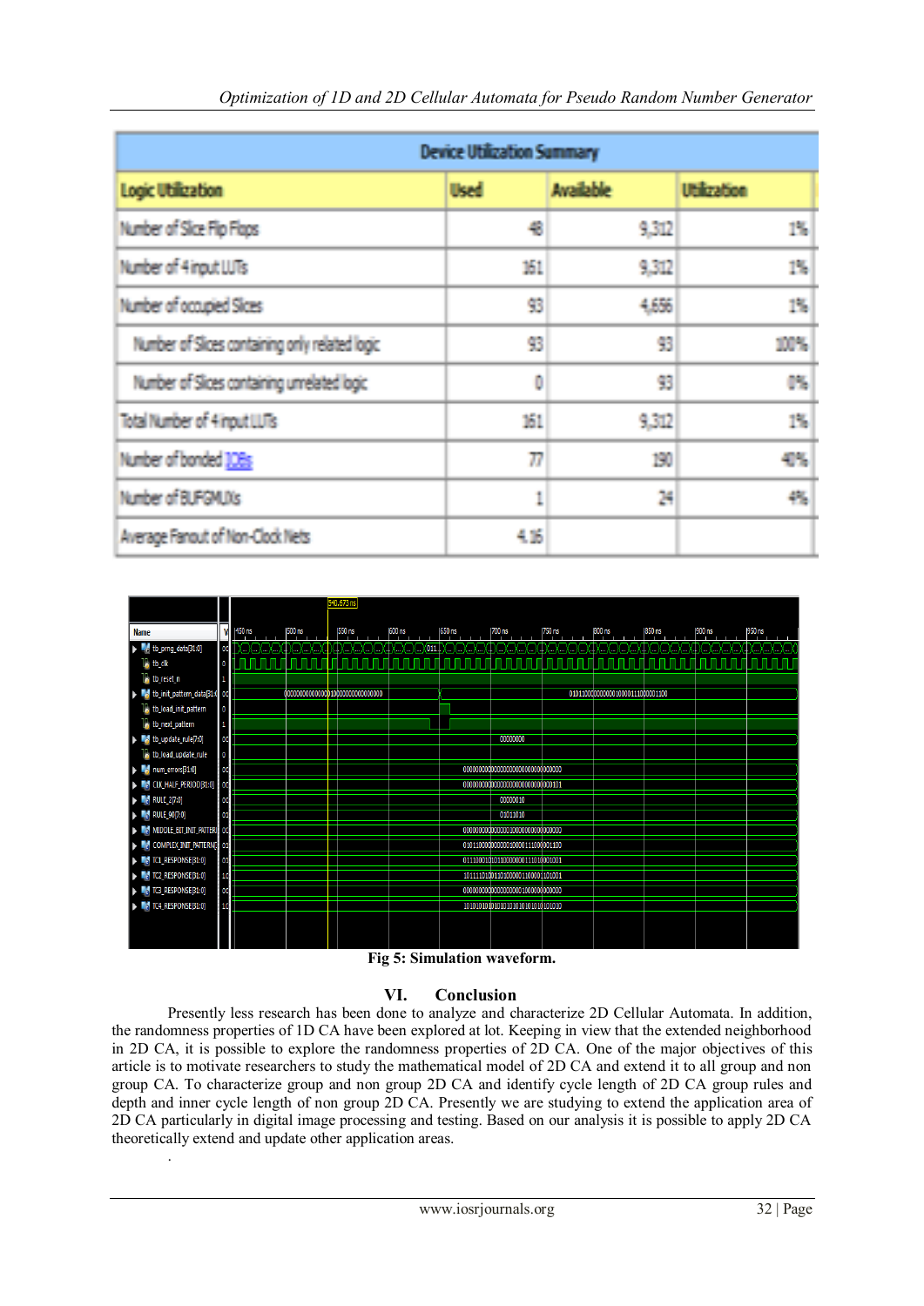| Device Utilization Summary | | | |
|---|---|---|---|
| Logic Utilization | Used | Available | Utilization |
| Number of Slice Flip Flops | 48 | 9,312 | 1% |
| Number of 4 input LUTs | 161 | 9,312 | 1% |
| Number of occupied Slices | 93 | 4,656 | 1% |
| Number of Slices containing only related logic | 93 | 93 | 100% |
| Number of Slices containing unrelated logic | 0 | 93 | 0% |
| Total Number of 4 input LUTs | 161 | 9,312 | 1% |
| Number of bonded IOBs | 77 | 190 | 40% |
| Number of BUFGMUXs | 1 | 24 | 4% |
| Average Fanout of Non-Clock Nets | 4.16 | | |

**Fig 5: Simulation waveform.**

## VI. Conclusion

Presently less research has been done to analyze and characterize 2D Cellular Automata. In addition, the randomness properties of 1D CA have been explored at lot. Keeping in view that the extended neighborhood in 2D CA, it is possible to explore the randomness properties of 2D CA. One of the major objectives of this article is to motivate researchers to study the mathematical model of 2D CA and extend it to all group and non group CA. To characterize group and non group 2D CA and identify cycle length of 2D CA group rules and depth and inner cycle length of non group 2D CA. Presently we are studying to extend the application area of 2D CA particularly in digital image processing and testing. Based on our analysis it is possible to apply 2D CA theoretically extend and update other application areas.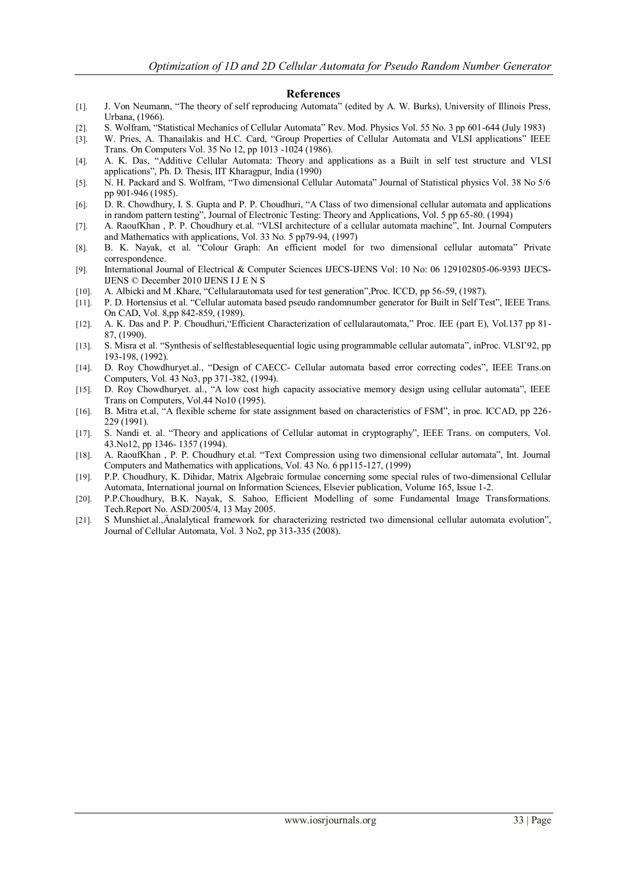## References

[1]. J. Von Neumann, "The theory of self reproducing Automata" (edited by A. W. Burks), University of Illinois Press, Urbana, (1966).

[2]. S. Wolfram, "Statistical Mechanics of Cellular Automata" Rev. Mod. Physics Vol. 55 No. 3 pp 601-644 (July 1983)

[3]. W. Pries, A. Thanailakis and H.C. Card, "Group Properties of Cellular Automata and VLSI applications" IEEE Trans. On Computers Vol. 35 No 12, pp 1013 -1024 (1986).

[4]. A. K. Das, "Additive Cellular Automata: Theory and applications as a Built in self test structure and VLSI applications", Ph. D. Thesis, IIT Kharagpur, India (1990)

[5]. N. H. Packard and S. Wolfram, "Two dimensional Cellular Automata" Journal of Statistical physics Vol. 38 No 5/6 pp 901-946 (1985).

[6]. D. R. Chowdhury, I. S. Gupta and P. P. Choudhuri, "A Class of two dimensional cellular automata and applications in random pattern testing", Journal of Electronic Testing: Theory and Applications, Vol. 5 pp 65-80. (1994)

[7]. A. RaoufKhan , P. P. Choudhury et.al. "VLSI architecture of a cellular automata machine", Int. Journal Computers and Mathematics with applications, Vol. 33 No. 5 pp79-94, (1997)

[8]. B. K. Nayak, et al. "Colour Graph: An efficient model for two dimensional cellular automata" Private correspondence.

[9]. International Journal of Electrical & Computer Sciences IJECS-IJENS Vol: 10 No: 06 129102805-06-9393 IJECS-IJENS © December 2010 IJENS I J E N S

[10]. A. Albicki and M .Khare, "Cellularautomata used for test generation",Proc. ICCD, pp 56-59, (1987).

[11]. P. D. Hortensius et al. "Cellular automata based pseudo randomnumber generator for Built in Self Test", IEEE Trans. On CAD, Vol. 8,pp 842-859, (1989).

[12]. A. K. Das and P. P. Choudhuri,"Efficient Characterization of cellularautomata," Proc. IEE (part E), Vol.137 pp 81-87, (1990).

[13]. S. Misra et al. "Synthesis of selftestablesequential logic using programmable cellular automata", inProc. VLSI'92, pp 193-198, (1992).

[14]. D. Roy Chowdhuryet.al., "Design of CAECC- Cellular automata based error correcting codes", IEEE Trans.on Computers, Vol. 43 No3, pp 371-382, (1994).

[15]. D. Roy Chowdhuryet. al., "A low cost high capacity associative memory design using cellular automata", IEEE Trans on Computers, Vol.44 No10 (1995).

[16]. B. Mitra et.al, "A flexible scheme for state assignment based on characteristics of FSM", in proc. ICCAD, pp 226-229 (1991).

[17]. S. Nandi et. al. "Theory and applications of Cellular automat in cryptography", IEEE Trans. on computers, Vol. 43.No12, pp 1346- 1357 (1994).

[18]. A. RaoufKhan , P. P. Choudhury et.al. "Text Compression using two dimensional cellular automata", Int. Journal Computers and Mathematics with applications, Vol. 43 No. 6 pp115-127, (1999)

[19]. P.P. Choudhury, K. Dihidar, Matrix Algebraic formulae concerning some special rules of two-dimensional Cellular Automata, International journal on Information Sciences, Elsevier publication, Volume 165, Issue 1-2.

[20]. P.P.Choudhury, B.K. Nayak, S. Sahoo, Efficient Modelling of some Fundamental Image Transformations. Tech.Report No. ASD/2005/4, 13 May 2005.

[21]. S Munshiet.al.,Änalalytical framework for characterizing restricted two dimensional cellular automata evolution", Journal of Cellular Automata, Vol. 3 No2, pp 313-335 (2008).